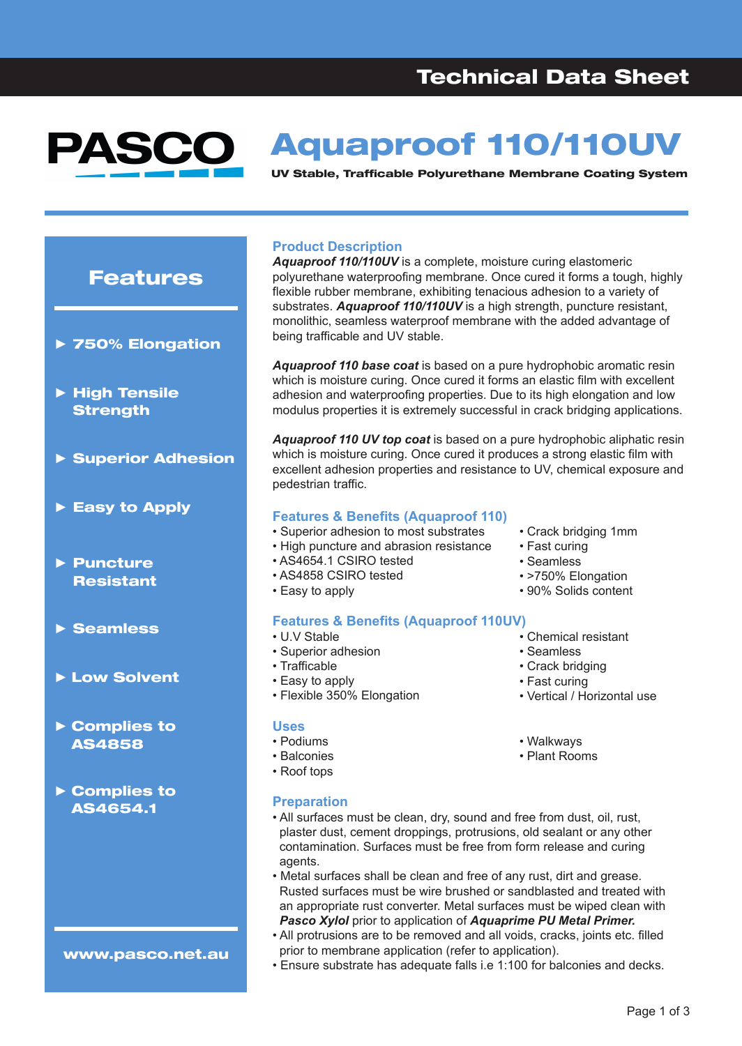Technical Data Sheet

PASCO

# Aquaproof 110/110UV

**UV Stable, Trafficable Polyurethane Membrane Coating System**

## Features

- 750% Elongation
- High Tensile Strength
- Superior Adhesion
- Easy to Apply
- Puncture Resistant
- Seamless
- Low Solvent
- Complies to AS4858
- Complies to AS4654.1

www.pasco.net.au

## Product Description

***Aquaproof 110/110UV*** is a complete, moisture curing elastomeric polyurethane waterproofing membrane. Once cured it forms a tough, highly flexible rubber membrane, exhibiting tenacious adhesion to a variety of substrates. ***Aquaproof 110/110UV*** is a high strength, puncture resistant, monolithic, seamless waterproof membrane with the added advantage of being trafficable and UV stable.

***Aquaproof 110 base coat*** is based on a pure hydrophobic aromatic resin which is moisture curing. Once cured it forms an elastic film with excellent adhesion and waterproofing properties. Due to its high elongation and low modulus properties it is extremely successful in crack bridging applications.

***Aquaproof 110 UV top coat*** is based on a pure hydrophobic aliphatic resin which is moisture curing. Once cured it produces a strong elastic film with excellent adhesion properties and resistance to UV, chemical exposure and pedestrian traffic.

## Features & Benefits (Aquaproof 110)

- Superior adhesion to most substrates
- High puncture and abrasion resistance
- AS4654.1 CSIRO tested
- AS4858 CSIRO tested
- Easy to apply
- Crack bridging 1mm
- Fast curing
- Seamless
- >750% Elongation
- 90% Solids content

## Features & Benefits (Aquaproof 110UV)

- U.V Stable
- Superior adhesion
- Trafficable
- Easy to apply
- Flexible 350% Elongation
- Chemical resistant
- Seamless
- Crack bridging
- Fast curing
- Vertical / Horizontal use

## Uses

- Podiums
- Balconies
- Roof tops
- Walkways
- Plant Rooms

## Preparation

- All surfaces must be clean, dry, sound and free from dust, oil, rust, plaster dust, cement droppings, protrusions, old sealant or any other contamination. Surfaces must be free from form release and curing agents.
- Metal surfaces shall be clean and free of any rust, dirt and grease. Rusted surfaces must be wire brushed or sandblasted and treated with an appropriate rust converter. Metal surfaces must be wiped clean with ***Pasco Xylol*** prior to application of ***Aquaprime PU Metal Primer.***
- All protrusions are to be removed and all voids, cracks, joints etc. filled prior to membrane application (refer to application).
- Ensure substrate has adequate falls i.e 1:100 for balconies and decks.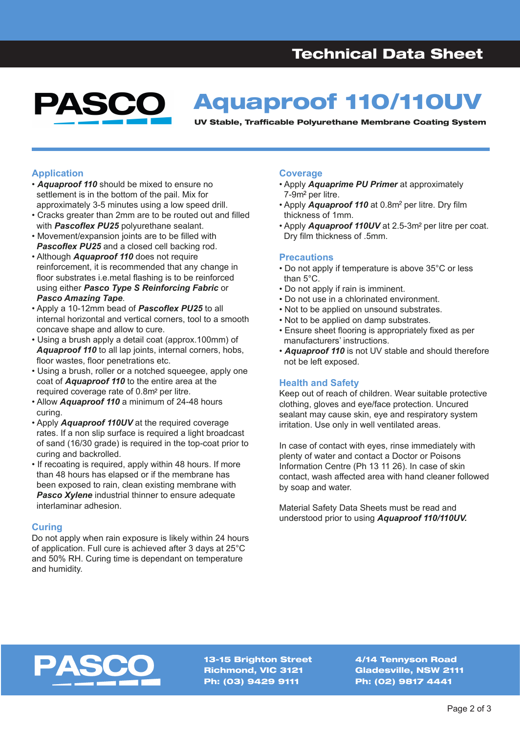# Technical Data Sheet

PASCO

# Aquaproof 110/110UV

**UV Stable, Trafficable Polyurethane Membrane Coating System**

## Application

- ***Aquaproof 110*** should be mixed to ensure no settlement is in the bottom of the pail. Mix for approximately 3-5 minutes using a low speed drill.
- Cracks greater than 2mm are to be routed out and filled with ***Pascoflex PU25*** polyurethane sealant.
- Movement/expansion joints are to be filled with ***Pascoflex PU25*** and a closed cell backing rod.
- Although ***Aquaproof 110*** does not require reinforcement, it is recommended that any change in floor substrates i.e.metal flashing is to be reinforced using either ***Pasco Type S Reinforcing Fabric*** or ***Pasco Amazing Tape***.
- Apply a 10-12mm bead of ***Pascoflex PU25*** to all internal horizontal and vertical corners, tool to a smooth concave shape and allow to cure.
- Using a brush apply a detail coat (approx.100mm) of ***Aquaproof 110*** to all lap joints, internal corners, hobs, floor wastes, floor penetrations etc.
- Using a brush, roller or a notched squeegee, apply one coat of ***Aquaproof 110*** to the entire area at the required coverage rate of 0.8m² per litre.
- Allow ***Aquaproof 110*** a minimum of 24-48 hours curing.
- Apply ***Aquaproof 110UV*** at the required coverage rates. If a non slip surface is required a light broadcast of sand (16/30 grade) is required in the top-coat prior to curing and backrolled.
- If recoating is required, apply within 48 hours. If more than 48 hours has elapsed or if the membrane has been exposed to rain, clean existing membrane with ***Pasco Xylene*** industrial thinner to ensure adequate interlaminar adhesion.

## Curing

Do not apply when rain exposure is likely within 24 hours of application. Full cure is achieved after 3 days at 25°C and 50% RH. Curing time is dependant on temperature and humidity.

## Coverage

- Apply ***Aquaprime PU Primer*** at approximately 7-9m² per litre.
- Apply ***Aquaproof 110*** at 0.8m² per litre. Dry film thickness of 1mm.
- Apply ***Aquaproof 110UV*** at 2.5-3m² per litre per coat. Dry film thickness of .5mm.

## Precautions

- Do not apply if temperature is above 35°C or less than 5°C.
- Do not apply if rain is imminent.
- Do not use in a chlorinated environment.
- Not to be applied on unsound substrates.
- Not to be applied on damp substrates.
- Ensure sheet flooring is appropriately fixed as per manufacturers' instructions.
- ***Aquaproof 110*** is not UV stable and should therefore not be left exposed.

## Health and Safety

Keep out of reach of children. Wear suitable protective clothing, gloves and eye/face protection. Uncured sealant may cause skin, eye and respiratory system irritation. Use only in well ventilated areas.

In case of contact with eyes, rinse immediately with plenty of water and contact a Doctor or Poisons Information Centre (Ph 13 11 26). In case of skin contact, wash affected area with hand cleaner followed by soap and water.

Material Safety Data Sheets must be read and understood prior to using ***Aquaproof 110/110UV.***

---

PASCO

**13-15 Brighton Street**
**Richmond, VIC 3121**
**Ph: (03) 9429 9111**

**4/14 Tennyson Road**
**Gladesville, NSW 2111**
**Ph: (02) 9817 4441**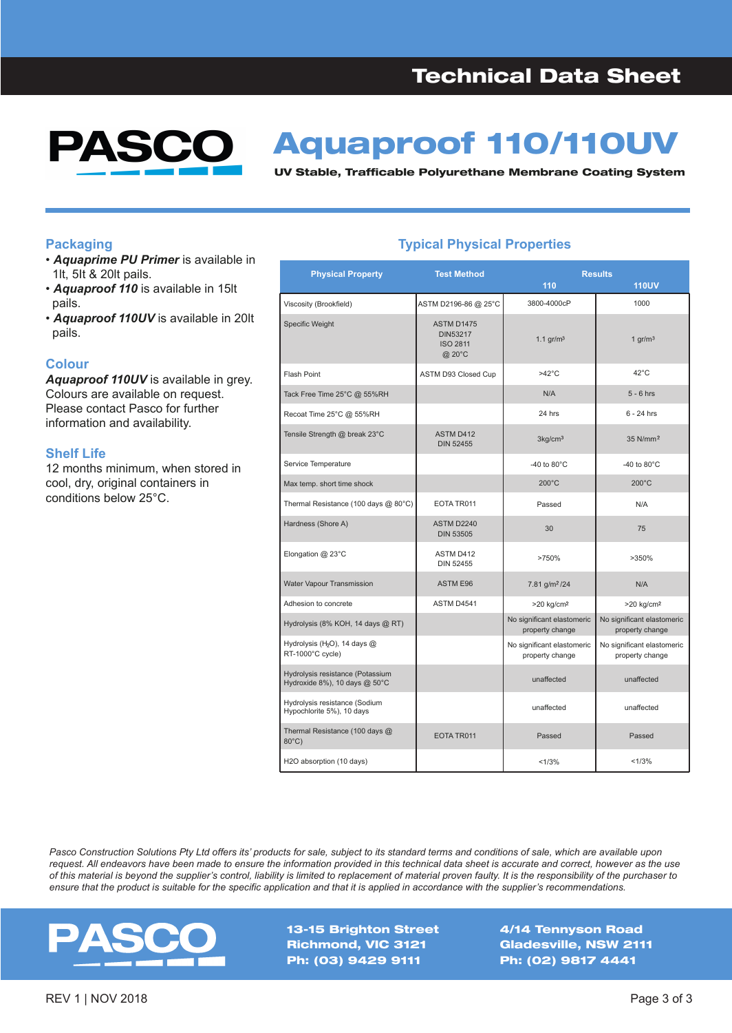# Aquaproof 110/110UV

**UV Stable, Trafficable Polyurethane Membrane Coating System**

## Packaging

- ***Aquaprime PU Primer*** is available in 1lt, 5lt & 20lt pails.
- ***Aquaproof 110*** is available in 15lt pails.
- ***Aquaproof 110UV*** is available in 20lt pails.

## Colour

***Aquaproof 110UV*** is available in grey. Colours are available on request. Please contact Pasco for further information and availability.

## Shelf Life

12 months minimum, when stored in cool, dry, original containers in conditions below 25°C.

## Typical Physical Properties

| Physical Property | Test Method | Results | |
|---|---|---|---|
| | | 110 | 110UV |
| Viscosity (Brookfield) | ASTM D2196-86 @ 25°C | 3800-4000cP | 1000 |
| Specific Weight | ASTM D1475 DIN53217 ISO 2811 @ 20°C | 1.1 gr/m³ | 1 gr/m³ |
| Flash Point | ASTM D93 Closed Cup | >42°C | 42°C |
| Tack Free Time 25°C @ 55%RH | | N/A | 5 - 6 hrs |
| Recoat Time 25°C @ 55%RH | | 24 hrs | 6 - 24 hrs |
| Tensile Strength @ break 23°C | ASTM D412 DIN 52455 | 3kg/cm³ | 35 N/mm² |
| Service Temperature | | -40 to 80°C | -40 to 80°C |
| Max temp. short time shock | | 200°C | 200°C |
| Thermal Resistance (100 days @ 80°C) | EOTA TR011 | Passed | N/A |
| Hardness (Shore A) | ASTM D2240 DIN 53505 | 30 | 75 |
| Elongation @ 23°C | ASTM D412 DIN 52455 | >750% | >350% |
| Water Vapour Transmission | ASTM E96 | 7.81 g/m² /24 | N/A |
| Adhesion to concrete | ASTM D4541 | >20 kg/cm² | >20 kg/cm² |
| Hydrolysis (8% KOH, 14 days @ RT) | | No significant elastomeric property change | No significant elastomeric property change |
| Hydrolysis ($H_2O$), 14 days @ RT-1000°C cycle) | | No significant elastomeric property change | No significant elastomeric property change |
| Hydrolysis resistance (Potassium Hydroxide 8%), 10 days @ 50°C | | unaffected | unaffected |
| Hydrolysis resistance (Sodium Hypochlorite 5%), 10 days | | unaffected | unaffected |
| Thermal Resistance (100 days @ 80°C) | EOTA TR011 | Passed | Passed |
| H2O absorption (10 days) | | <1/3% | <1/3% |

*Pasco Construction Solutions Pty Ltd offers its' products for sale, subject to its standard terms and conditions of sale, which are available upon request. All endeavors have been made to ensure the information provided in this technical data sheet is accurate and correct, however as the use of this material is beyond the supplier's control, liability is limited to replacement of material proven faulty. It is the responsibility of the purchaser to ensure that the product is suitable for the specific application and that it is applied in accordance with the supplier's recommendations.*

**13-15 Brighton Street**
**Richmond, VIC 3121**
**Ph: (03) 9429 9111**

**4/14 Tennyson Road**
**Gladesville, NSW 2111**
**Ph: (02) 9817 4441**

REV 1 | NOV 2018